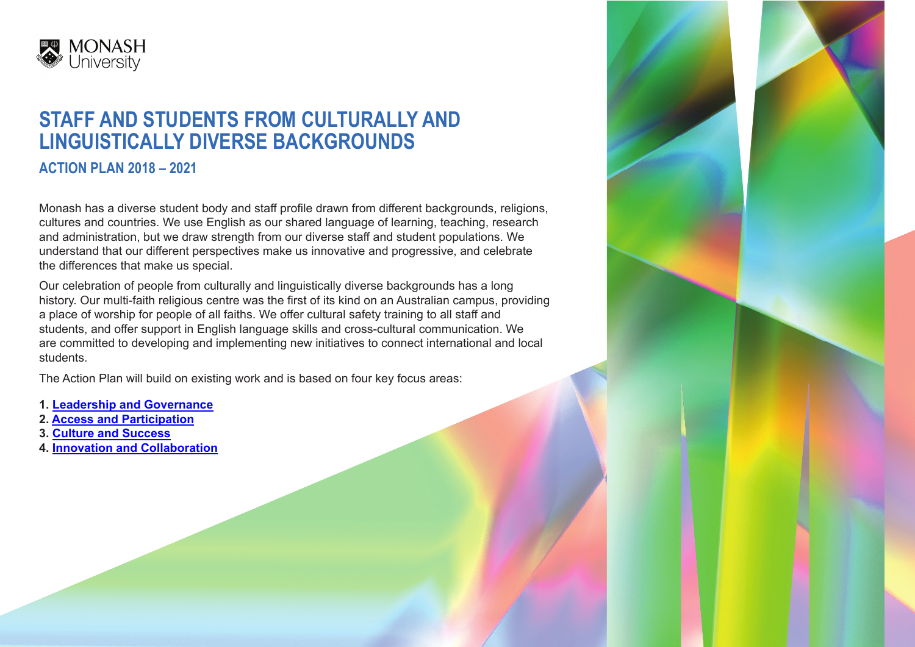MONASH University

# STAFF AND STUDENTS FROM CULTURALLY AND LINGUISTICALLY DIVERSE BACKGROUNDS

## ACTION PLAN 2018 – 2021

Monash has a diverse student body and staff profile drawn from different backgrounds, religions, cultures and countries. We use English as our shared language of learning, teaching, research and administration, but we draw strength from our diverse staff and student populations. We understand that our different perspectives make us innovative and progressive, and celebrate the differences that make us special.

Our celebration of people from culturally and linguistically diverse backgrounds has a long history. Our multi-faith religious centre was the first of its kind on an Australian campus, providing a place of worship for people of all faiths. We offer cultural safety training to all staff and students, and offer support in English language skills and cross-cultural communication. We are committed to developing and implementing new initiatives to connect international and local students.

The Action Plan will build on existing work and is based on four key focus areas:

1. **Leadership and Governance**
2. **Access and Participation**
3. **Culture and Success**
4. **Innovation and Collaboration**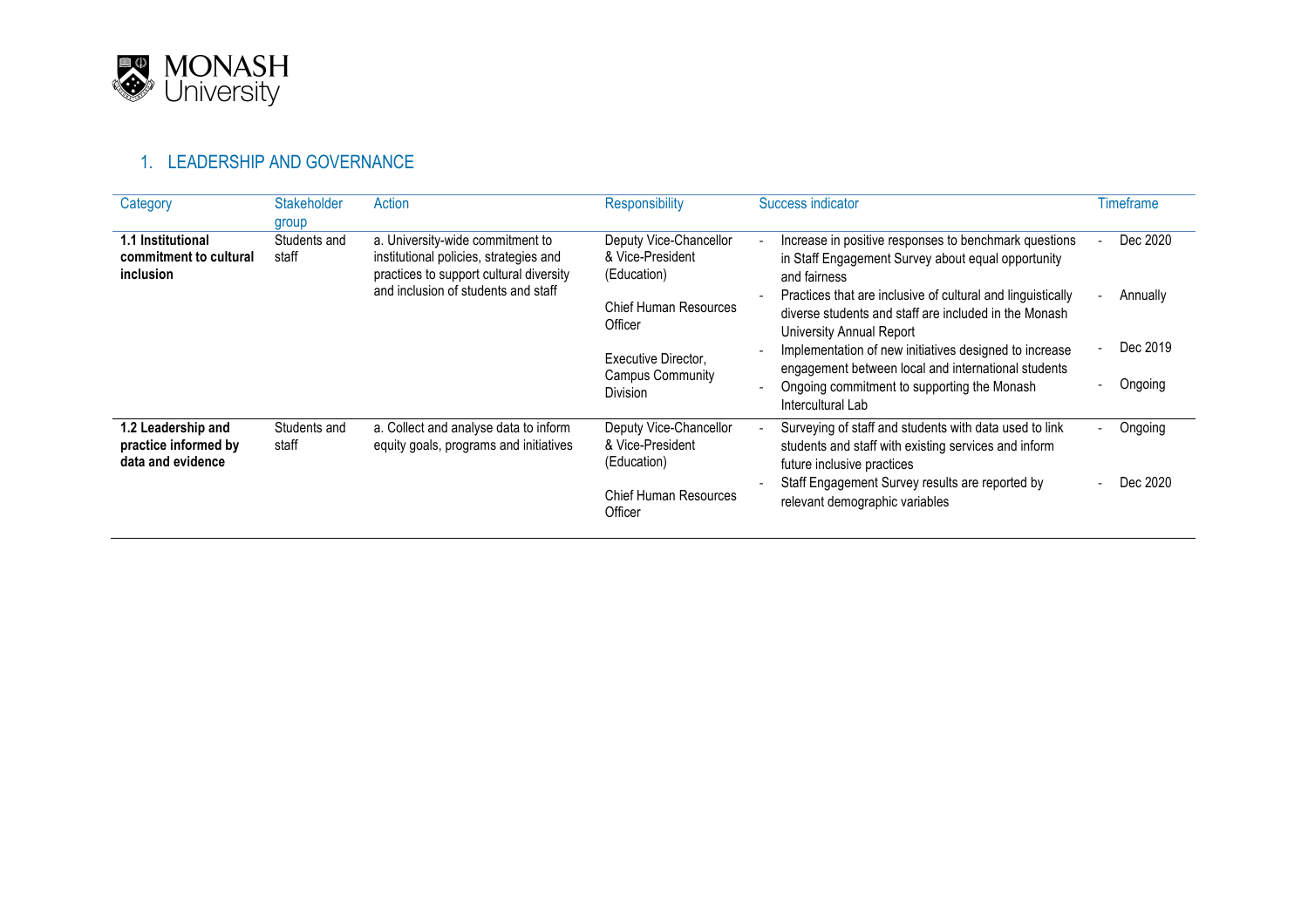## 1. LEADERSHIP AND GOVERNANCE

| Category | Stakeholder group | Action | Responsibility | Success indicator | Timeframe |
|---|---|---|---|---|---|
| **1.1 Institutional commitment to cultural inclusion** | Students and staff | a. University-wide commitment to institutional policies, strategies and practices to support cultural diversity and inclusion of students and staff | Deputy Vice-Chancellor & Vice-President (Education)<br><br>Chief Human Resources Officer<br><br>Executive Director, Campus Community Division | - Increase in positive responses to benchmark questions in Staff Engagement Survey about equal opportunity and fairness<br>- Practices that are inclusive of cultural and linguistically diverse students and staff are included in the Monash University Annual Report<br>- Implementation of new initiatives designed to increase engagement between local and international students<br>- Ongoing commitment to supporting the Monash Intercultural Lab | - Dec 2020<br>- Annually<br>- Dec 2019<br>- Ongoing |
| **1.2 Leadership and practice informed by data and evidence** | Students and staff | a. Collect and analyse data to inform equity goals, programs and initiatives | Deputy Vice-Chancellor & Vice-President (Education)<br><br>Chief Human Resources Officer | - Surveying of staff and students with data used to link students and staff with existing services and inform future inclusive practices<br>- Staff Engagement Survey results are reported by relevant demographic variables | - Ongoing<br>- Dec 2020 |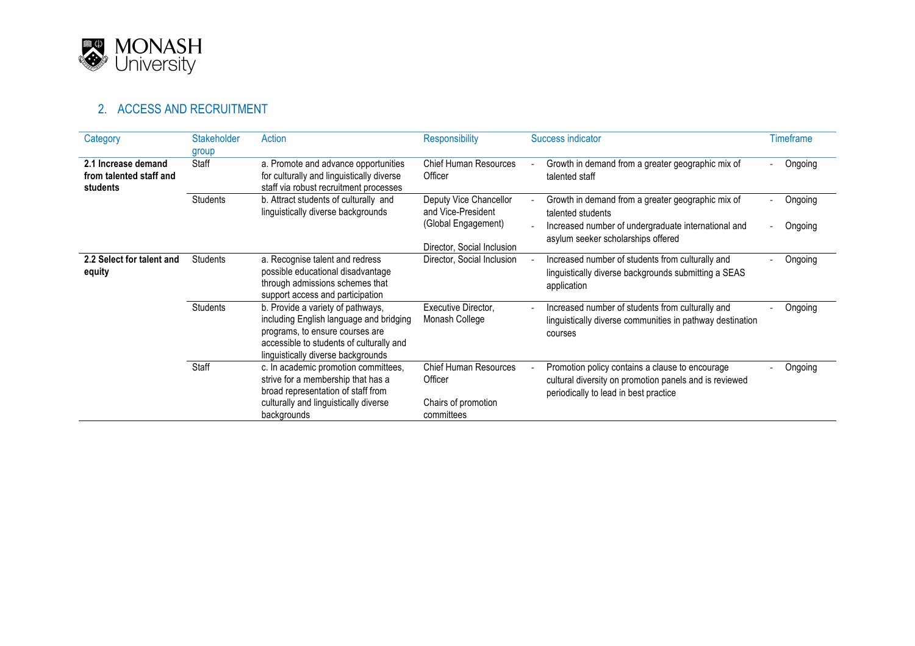## 2. ACCESS AND RECRUITMENT

| Category | Stakeholder group | Action | Responsibility | Success indicator | Timeframe |
|---|---|---|---|---|---|
| **2.1 Increase demand from talented staff and students** | Staff | a. Promote and advance opportunities for culturally and linguistically diverse staff via robust recruitment processes | Chief Human Resources Officer | - Growth in demand from a greater geographic mix of talented staff | - Ongoing |
| | Students | b. Attract students of culturally and linguistically diverse backgrounds | Deputy Vice Chancellor and Vice-President (Global Engagement)<br><br>Director, Social Inclusion | - Growth in demand from a greater geographic mix of talented students<br>- Increased number of undergraduate international and asylum seeker scholarships offered | - Ongoing<br>- Ongoing |
| **2.2 Select for talent and equity** | Students | a. Recognise talent and redress possible educational disadvantage through admissions schemes that support access and participation | Director, Social Inclusion | - Increased number of students from culturally and linguistically diverse backgrounds submitting a SEAS application | - Ongoing |
| | Students | b. Provide a variety of pathways, including English language and bridging programs, to ensure courses are accessible to students of culturally and linguistically diverse backgrounds | Executive Director, Monash College | - Increased number of students from culturally and linguistically diverse communities in pathway destination courses | - Ongoing |
| | Staff | c. In academic promotion committees, strive for a membership that has a broad representation of staff from culturally and linguistically diverse backgrounds | Chief Human Resources Officer<br><br>Chairs of promotion committees | - Promotion policy contains a clause to encourage cultural diversity on promotion panels and is reviewed periodically to lead in best practice | - Ongoing |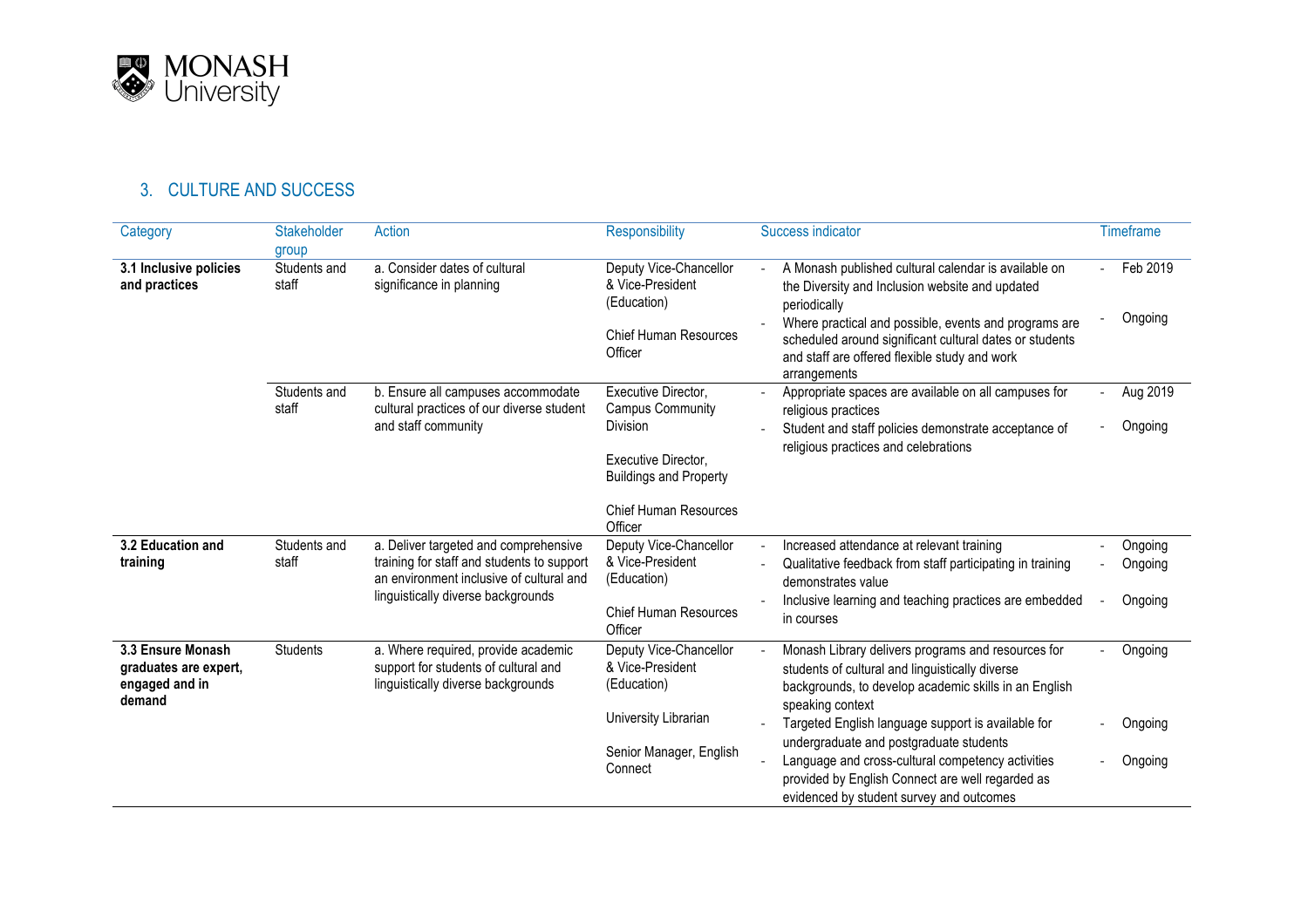## 3. CULTURE AND SUCCESS

| Category | Stakeholder group | Action | Responsibility | Success indicator | Timeframe |
|---|---|---|---|---|---|
| **3.1 Inclusive policies and practices** | Students and staff | a. Consider dates of cultural significance in planning | Deputy Vice-Chancellor & Vice-President (Education)<br><br>Chief Human Resources Officer | - A Monash published cultural calendar is available on the Diversity and Inclusion website and updated periodically<br>- Where practical and possible, events and programs are scheduled around significant cultural dates or students and staff are offered flexible study and work arrangements | - Feb 2019<br><br>- Ongoing |
| | Students and staff | b. Ensure all campuses accommodate cultural practices of our diverse student and staff community | Executive Director, Campus Community Division<br><br>Executive Director, Buildings and Property<br><br>Chief Human Resources Officer | - Appropriate spaces are available on all campuses for religious practices<br>- Student and staff policies demonstrate acceptance of religious practices and celebrations | - Aug 2019<br><br>- Ongoing |
| **3.2 Education and training** | Students and staff | a. Deliver targeted and comprehensive training for staff and students to support an environment inclusive of cultural and linguistically diverse backgrounds | Deputy Vice-Chancellor & Vice-President (Education)<br><br>Chief Human Resources Officer | - Increased attendance at relevant training<br>- Qualitative feedback from staff participating in training demonstrates value<br>- Inclusive learning and teaching practices are embedded in courses | - Ongoing<br>- Ongoing<br>- Ongoing |
| **3.3 Ensure Monash graduates are expert, engaged and in demand** | Students | a. Where required, provide academic support for students of cultural and linguistically diverse backgrounds | Deputy Vice-Chancellor & Vice-President (Education)<br><br>University Librarian<br><br>Senior Manager, English Connect | - Monash Library delivers programs and resources for students of cultural and linguistically diverse backgrounds, to develop academic skills in an English speaking context<br>- Targeted English language support is available for undergraduate and postgraduate students<br>- Language and cross-cultural competency activities provided by English Connect are well regarded as evidenced by student survey and outcomes | - Ongoing<br><br>- Ongoing<br><br>- Ongoing |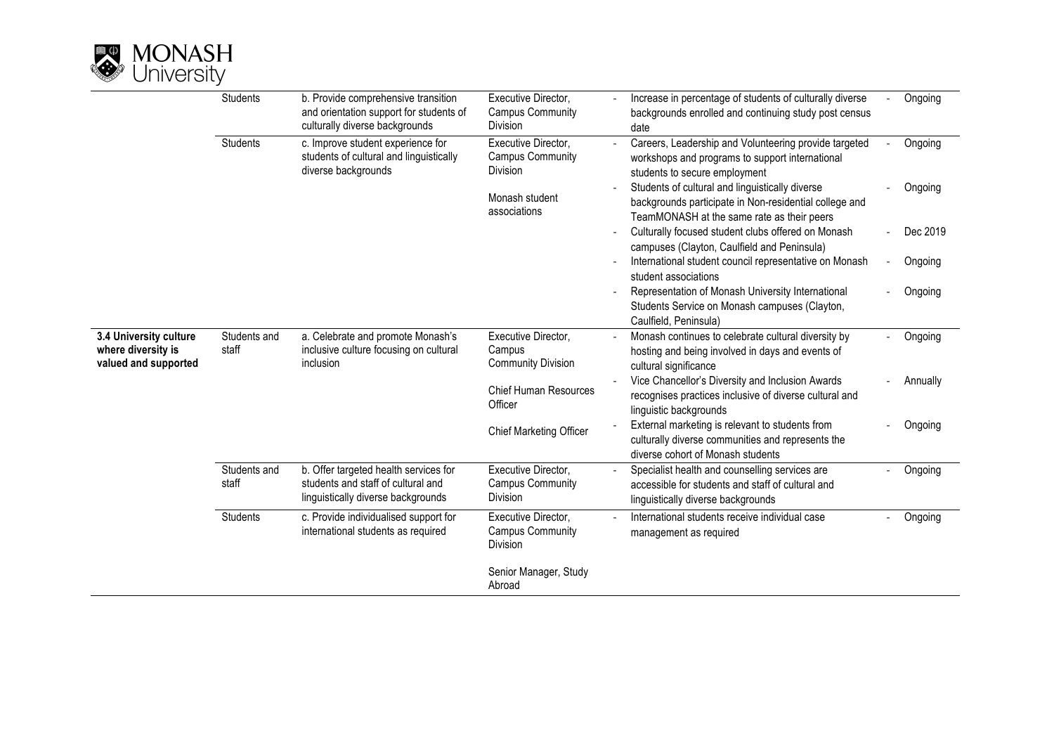| | | | | | |
|---|---|---|---|---|---|
| | Students | b. Provide comprehensive transition and orientation support for students of culturally diverse backgrounds | Executive Director, Campus Community Division | - Increase in percentage of students of culturally diverse backgrounds enrolled and continuing study post census date | - Ongoing |
| | Students | c. Improve student experience for students of cultural and linguistically diverse backgrounds | Executive Director, Campus Community Division<br><br>Monash student associations | - Careers, Leadership and Volunteering provide targeted workshops and programs to support international students to secure employment<br>- Students of cultural and linguistically diverse backgrounds participate in Non-residential college and TeamMONASH at the same rate as their peers<br>- Culturally focused student clubs offered on Monash campuses (Clayton, Caulfield and Peninsula)<br>- International student council representative on Monash student associations<br>- Representation of Monash University International Students Service on Monash campuses (Clayton, Caulfield, Peninsula) | - Ongoing<br><br>- Ongoing<br><br>- Dec 2019<br><br>- Ongoing<br><br>- Ongoing |
| **3.4 University culture where diversity is valued and supported** | Students and staff | a. Celebrate and promote Monash's inclusive culture focusing on cultural inclusion | Executive Director, Campus Community Division<br><br>Chief Human Resources Officer<br><br>Chief Marketing Officer | - Monash continues to celebrate cultural diversity by hosting and being involved in days and events of cultural significance<br>- Vice Chancellor's Diversity and Inclusion Awards recognises practices inclusive of diverse cultural and linguistic backgrounds<br>- External marketing is relevant to students from culturally diverse communities and represents the diverse cohort of Monash students | - Ongoing<br><br>- Annually<br><br>- Ongoing |
| | Students and staff | b. Offer targeted health services for students and staff of cultural and linguistically diverse backgrounds | Executive Director, Campus Community Division | - Specialist health and counselling services are accessible for students and staff of cultural and linguistically diverse backgrounds | - Ongoing |
| | Students | c. Provide individualised support for international students as required | Executive Director, Campus Community Division<br><br>Senior Manager, Study Abroad | - International students receive individual case management as required | - Ongoing |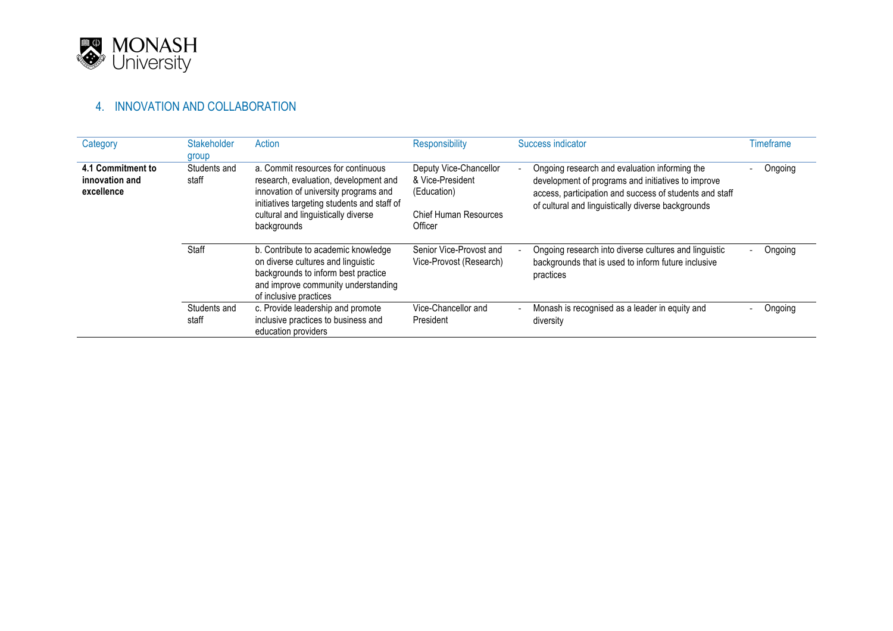## 4. INNOVATION AND COLLABORATION

| Category | Stakeholder group | Action | Responsibility | Success indicator | Timeframe |
|---|---|---|---|---|---|
| **4.1 Commitment to innovation and excellence** | Students and staff | a. Commit resources for continuous research, evaluation, development and innovation of university programs and initiatives targeting students and staff of cultural and linguistically diverse backgrounds | Deputy Vice-Chancellor & Vice-President (Education)<br><br>Chief Human Resources Officer | - Ongoing research and evaluation informing the development of programs and initiatives to improve access, participation and success of students and staff of cultural and linguistically diverse backgrounds | - Ongoing |
| | Staff | b. Contribute to academic knowledge on diverse cultures and linguistic backgrounds to inform best practice and improve community understanding of inclusive practices | Senior Vice-Provost and Vice-Provost (Research) | - Ongoing research into diverse cultures and linguistic backgrounds that is used to inform future inclusive practices | - Ongoing |
| | Students and staff | c. Provide leadership and promote inclusive practices to business and education providers | Vice-Chancellor and President | - Monash is recognised as a leader in equity and diversity | - Ongoing |